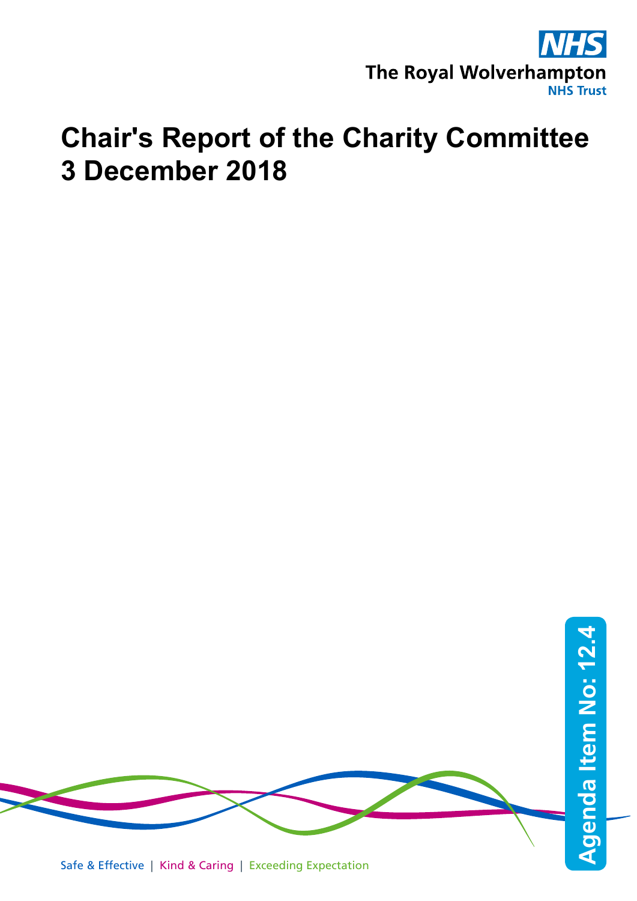The Royal Wolverhampton NHS Trust

# Chair's Report of the Charity Committee 3 December 2018

Agenda Item No: 12.4

Safe & Effective | Kind & Caring | Exceeding Expectation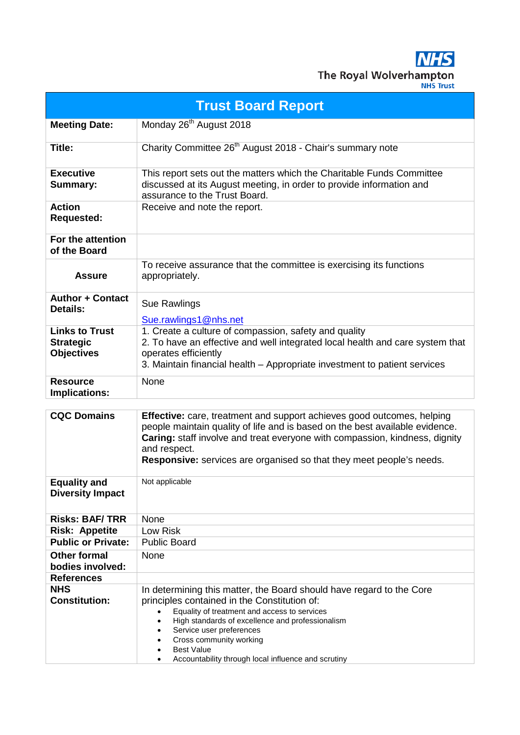The Royal Wolverhampton NHS Trust

# Trust Board Report

| | |
|---|---|
| **Meeting Date:** | Monday 26th August 2018 |
| **Title:** | Charity Committee 26th August 2018 - Chair's summary note |
| **Executive Summary:** | This report sets out the matters which the Charitable Funds Committee discussed at its August meeting, in order to provide information and assurance to the Trust Board. |
| **Action Requested:** | Receive and note the report. |
| **For the attention of the Board** | |
| **Assure** | To receive assurance that the committee is exercising its functions appropriately. |
| **Author + Contact Details:** | Sue Rawlings<br><br>Sue.rawlings1@nhs.net |
| **Links to Trust Strategic Objectives** | 1. Create a culture of compassion, safety and quality<br>2. To have an effective and well integrated local health and care system that operates efficiently<br>3. Maintain financial health – Appropriate investment to patient services |
| **Resource Implications:** | None |

| | |
|---|---|
| **CQC Domains** | **Effective:** care, treatment and support achieves good outcomes, helping people maintain quality of life and is based on the best available evidence.<br>**Caring:** staff involve and treat everyone with compassion, kindness, dignity and respect.<br>**Responsive:** services are organised so that they meet people's needs. |
| **Equality and Diversity Impact** | Not applicable |
| **Risks: BAF/ TRR** | None |
| **Risk: Appetite** | Low Risk |
| **Public or Private:** | Public Board |
| **Other formal bodies involved:** | None |
| **References** | |
| **NHS Constitution:** | In determining this matter, the Board should have regard to the Core principles contained in the Constitution of:<br>• Equality of treatment and access to services<br>• High standards of excellence and professionalism<br>• Service user preferences<br>• Cross community working<br>• Best Value<br>• Accountability through local influence and scrutiny |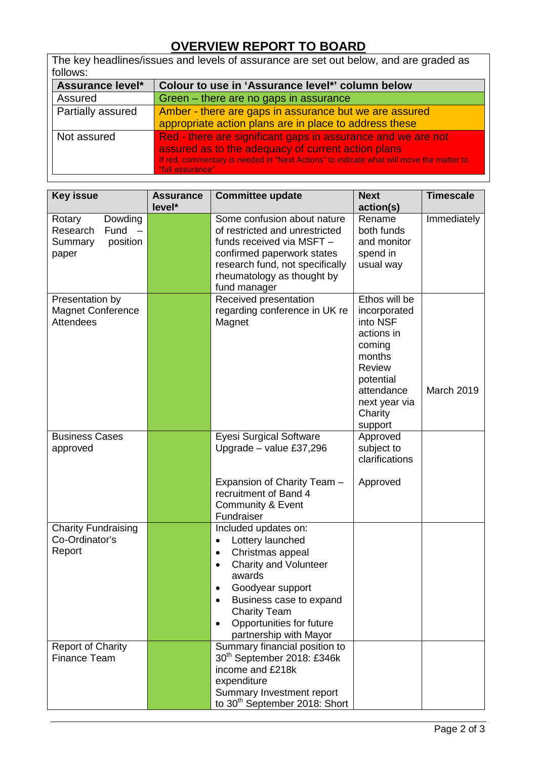# OVERVIEW REPORT TO BOARD

The key headlines/issues and levels of assurance are set out below, and are graded as follows:

| Assurance level* | Colour to use in 'Assurance level*' column below |
|---|---|
| Assured | Green – there are no gaps in assurance |
| Partially assured | Amber - there are gaps in assurance but we are assured appropriate action plans are in place to address these |
| Not assured | Red - there are significant gaps in assurance and we are not assured as to the adequacy of current action plans<br>If red, commentary is needed in "Next Actions" to indicate what will move the matter to "full assurance" |

| Key issue | Assurance level* | Committee update | Next action(s) | Timescale |
|---|---|---|---|---|
| Rotary Dowding Research Fund – Summary position paper | | Some confusion about nature of restricted and unrestricted funds received via MSFT – confirmed paperwork states research fund, not specifically rheumatology as thought by fund manager | Rename both funds and monitor spend in usual way | Immediately |
| Presentation by Magnet Conference Attendees | | Received presentation regarding conference in UK re Magnet | Ethos will be incorporated into NSF actions in coming months<br>Review potential attendance next year via Charity support | March 2019 |
| Business Cases approved | | Eyesi Surgical Software Upgrade – value £37,296<br><br>Expansion of Charity Team – recruitment of Band 4 Community & Event Fundraiser | Approved subject to clarifications<br><br>Approved | |
| Charity Fundraising Co-Ordinator's Report | | Included updates on:<br>• Lottery launched<br>• Christmas appeal<br>• Charity and Volunteer awards<br>• Goodyear support<br>• Business case to expand Charity Team<br>• Opportunities for future partnership with Mayor | | |
| Report of Charity Finance Team | | Summary financial position to 30th September 2018: £346k income and £218k expenditure<br>Summary Investment report to 30th September 2018: Short | | |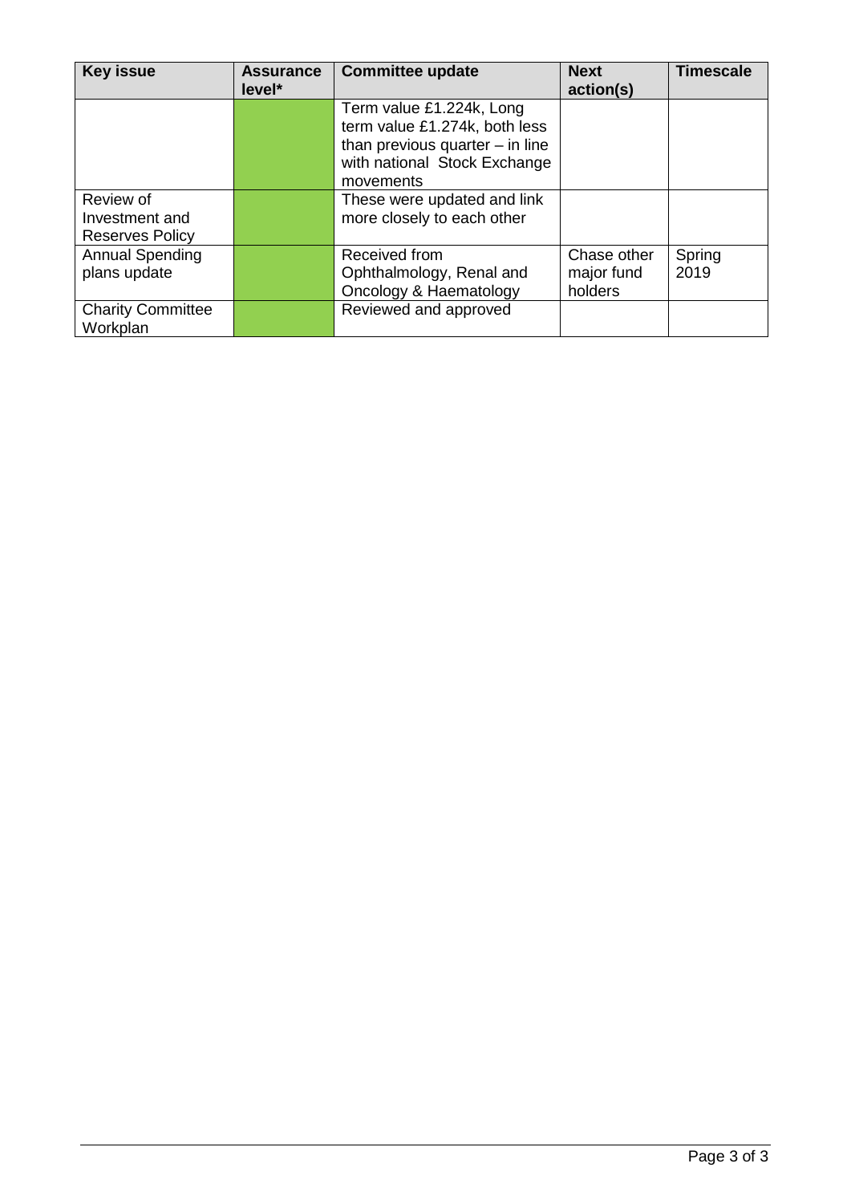| Key issue | Assurance level* | Committee update | Next action(s) | Timescale |
| --- | --- | --- | --- | --- |
| | | Term value £1.224k, Long term value £1.274k, both less than previous quarter – in line with national Stock Exchange movements | | |
| Review of Investment and Reserves Policy | | These were updated and link more closely to each other | | |
| Annual Spending plans update | | Received from Ophthalmology, Renal and Oncology & Haematology | Chase other major fund holders | Spring 2019 |
| Charity Committee Workplan | | Reviewed and approved | | |